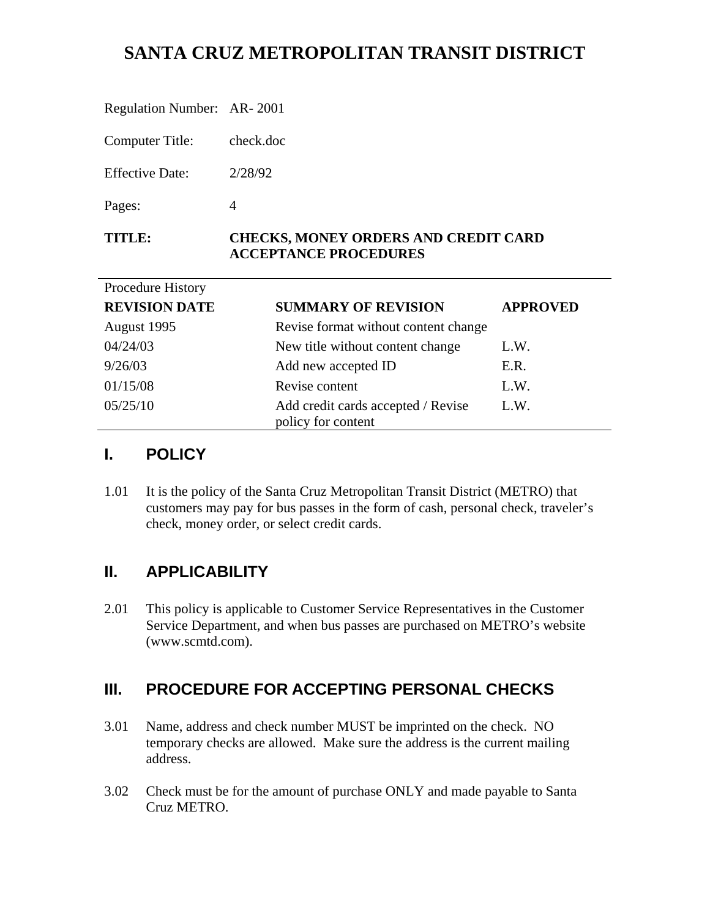# SANTA CRUZ METROPOLITAN TRANSIT DISTRICT

Regulation Number: AR- 2001

Computer Title: check.doc

Effective Date: 2/28/92

Pages: 4

**TITLE: CHECKS, MONEY ORDERS AND CREDIT CARD ACCEPTANCE PROCEDURES**

Procedure History

| REVISION DATE | SUMMARY OF REVISION | APPROVED |
|---|---|---|
| August 1995 | Revise format without content change | |
| 04/24/03 | New title without content change | L.W. |
| 9/26/03 | Add new accepted ID | E.R. |
| 01/15/08 | Revise content | L.W. |
| 05/25/10 | Add credit cards accepted / Revise policy for content | L.W. |

## I. POLICY

1.01 It is the policy of the Santa Cruz Metropolitan Transit District (METRO) that customers may pay for bus passes in the form of cash, personal check, traveler's check, money order, or select credit cards.

## II. APPLICABILITY

2.01 This policy is applicable to Customer Service Representatives in the Customer Service Department, and when bus passes are purchased on METRO's website (www.scmtd.com).

## III. PROCEDURE FOR ACCEPTING PERSONAL CHECKS

3.01 Name, address and check number MUST be imprinted on the check. NO temporary checks are allowed. Make sure the address is the current mailing address.

3.02 Check must be for the amount of purchase ONLY and made payable to Santa Cruz METRO.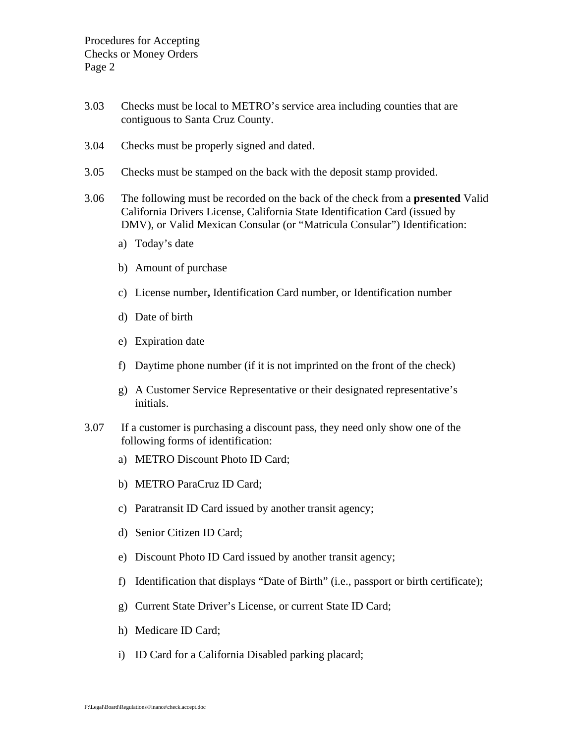3.03 Checks must be local to METRO's service area including counties that are contiguous to Santa Cruz County.

3.04 Checks must be properly signed and dated.

3.05 Checks must be stamped on the back with the deposit stamp provided.

3.06 The following must be recorded on the back of the check from a **presented** Valid California Drivers License, California State Identification Card (issued by DMV), or Valid Mexican Consular (or "Matricula Consular") Identification:

a) Today's date

b) Amount of purchase

c) License number**,** Identification Card number, or Identification number

d) Date of birth

e) Expiration date

f) Daytime phone number (if it is not imprinted on the front of the check)

g) A Customer Service Representative or their designated representative's initials.

3.07 If a customer is purchasing a discount pass, they need only show one of the following forms of identification:

a) METRO Discount Photo ID Card;

b) METRO ParaCruz ID Card;

c) Paratransit ID Card issued by another transit agency;

d) Senior Citizen ID Card;

e) Discount Photo ID Card issued by another transit agency;

f) Identification that displays "Date of Birth" (i.e., passport or birth certificate);

g) Current State Driver's License, or current State ID Card;

h) Medicare ID Card;

i) ID Card for a California Disabled parking placard;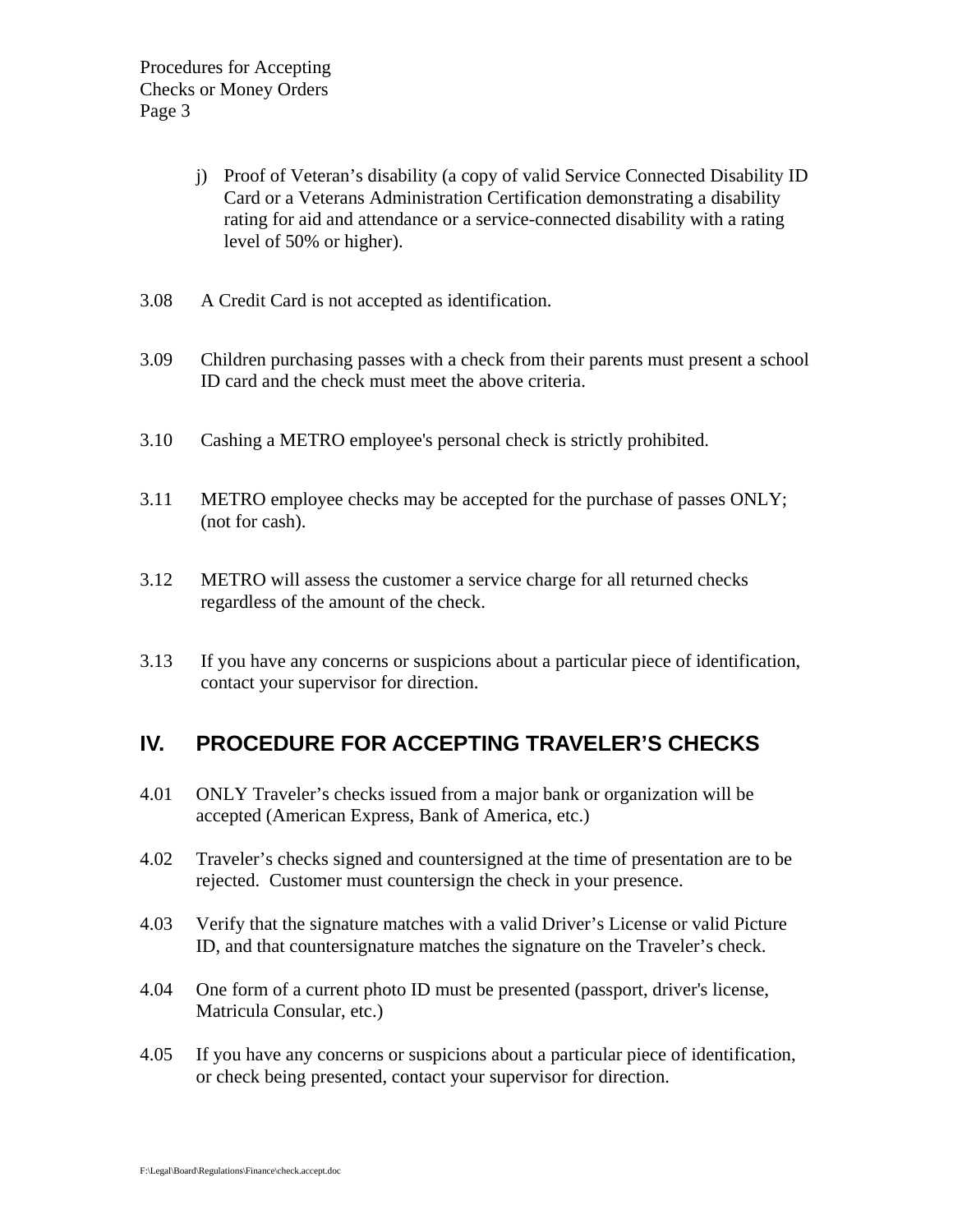j) Proof of Veteran's disability (a copy of valid Service Connected Disability ID Card or a Veterans Administration Certification demonstrating a disability rating for aid and attendance or a service-connected disability with a rating level of 50% or higher).

3.08 A Credit Card is not accepted as identification.

3.09 Children purchasing passes with a check from their parents must present a school ID card and the check must meet the above criteria.

3.10 Cashing a METRO employee's personal check is strictly prohibited.

3.11 METRO employee checks may be accepted for the purchase of passes ONLY; (not for cash).

3.12 METRO will assess the customer a service charge for all returned checks regardless of the amount of the check.

3.13 If you have any concerns or suspicions about a particular piece of identification, contact your supervisor for direction.

## IV. PROCEDURE FOR ACCEPTING TRAVELER'S CHECKS

4.01 ONLY Traveler's checks issued from a major bank or organization will be accepted (American Express, Bank of America, etc.)

4.02 Traveler's checks signed and countersigned at the time of presentation are to be rejected. Customer must countersign the check in your presence.

4.03 Verify that the signature matches with a valid Driver's License or valid Picture ID, and that countersignature matches the signature on the Traveler's check.

4.04 One form of a current photo ID must be presented (passport, driver's license, Matricula Consular, etc.)

4.05 If you have any concerns or suspicions about a particular piece of identification, or check being presented, contact your supervisor for direction.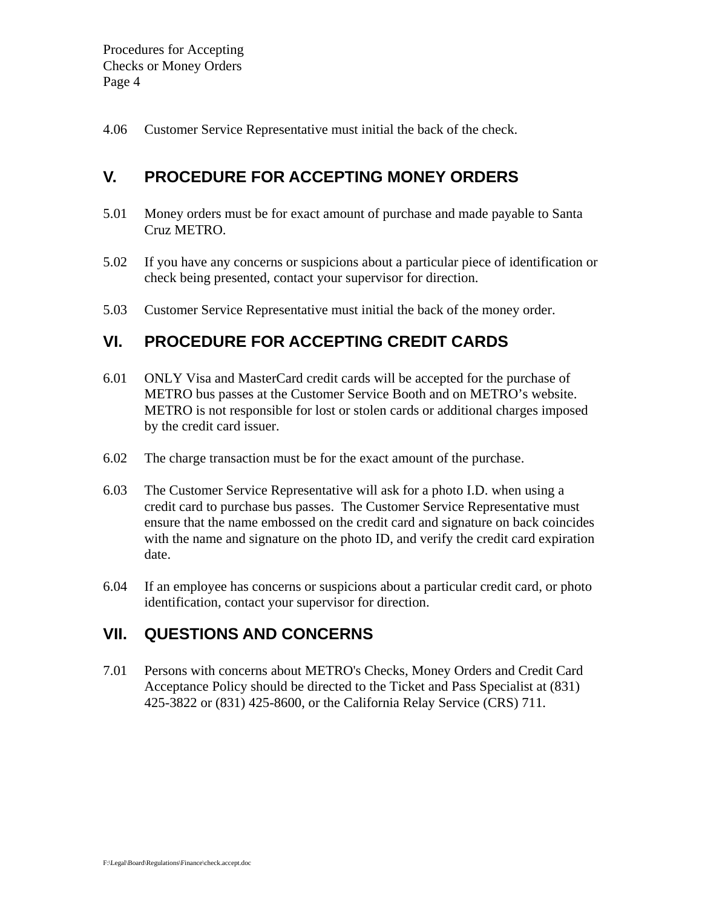4.06 Customer Service Representative must initial the back of the check.

## V. PROCEDURE FOR ACCEPTING MONEY ORDERS

5.01 Money orders must be for exact amount of purchase and made payable to Santa Cruz METRO.

5.02 If you have any concerns or suspicions about a particular piece of identification or check being presented, contact your supervisor for direction.

5.03 Customer Service Representative must initial the back of the money order.

## VI. PROCEDURE FOR ACCEPTING CREDIT CARDS

6.01 ONLY Visa and MasterCard credit cards will be accepted for the purchase of METRO bus passes at the Customer Service Booth and on METRO's website. METRO is not responsible for lost or stolen cards or additional charges imposed by the credit card issuer.

6.02 The charge transaction must be for the exact amount of the purchase.

6.03 The Customer Service Representative will ask for a photo I.D. when using a credit card to purchase bus passes. The Customer Service Representative must ensure that the name embossed on the credit card and signature on back coincides with the name and signature on the photo ID, and verify the credit card expiration date.

6.04 If an employee has concerns or suspicions about a particular credit card, or photo identification, contact your supervisor for direction.

## VII. QUESTIONS AND CONCERNS

7.01 Persons with concerns about METRO's Checks, Money Orders and Credit Card Acceptance Policy should be directed to the Ticket and Pass Specialist at (831) 425-3822 or (831) 425-8600, or the California Relay Service (CRS) 711.